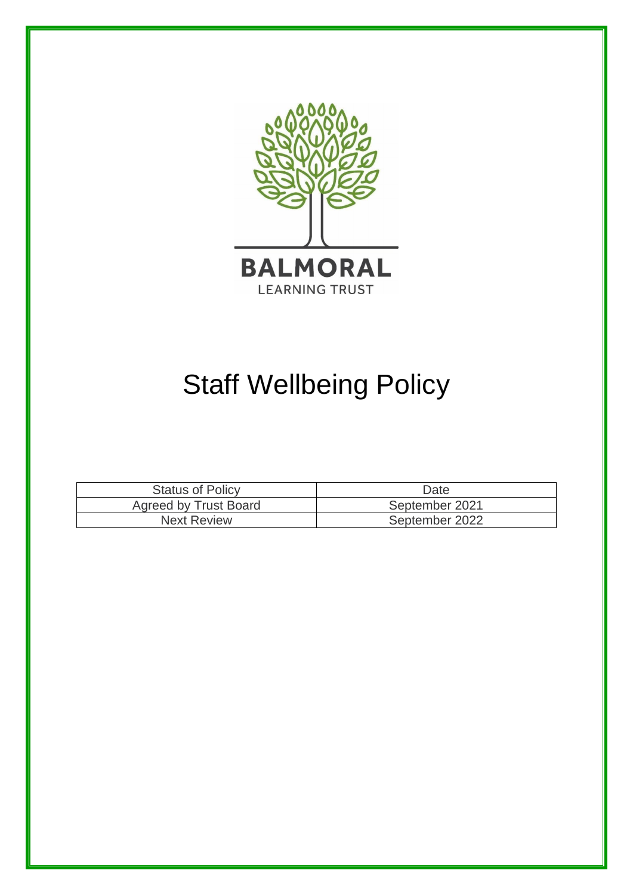BALMORAL

LEARNING TRUST

# Staff Wellbeing Policy

| Status of Policy | Date |
| --- | --- |
| Agreed by Trust Board | September 2021 |
| Next Review | September 2022 |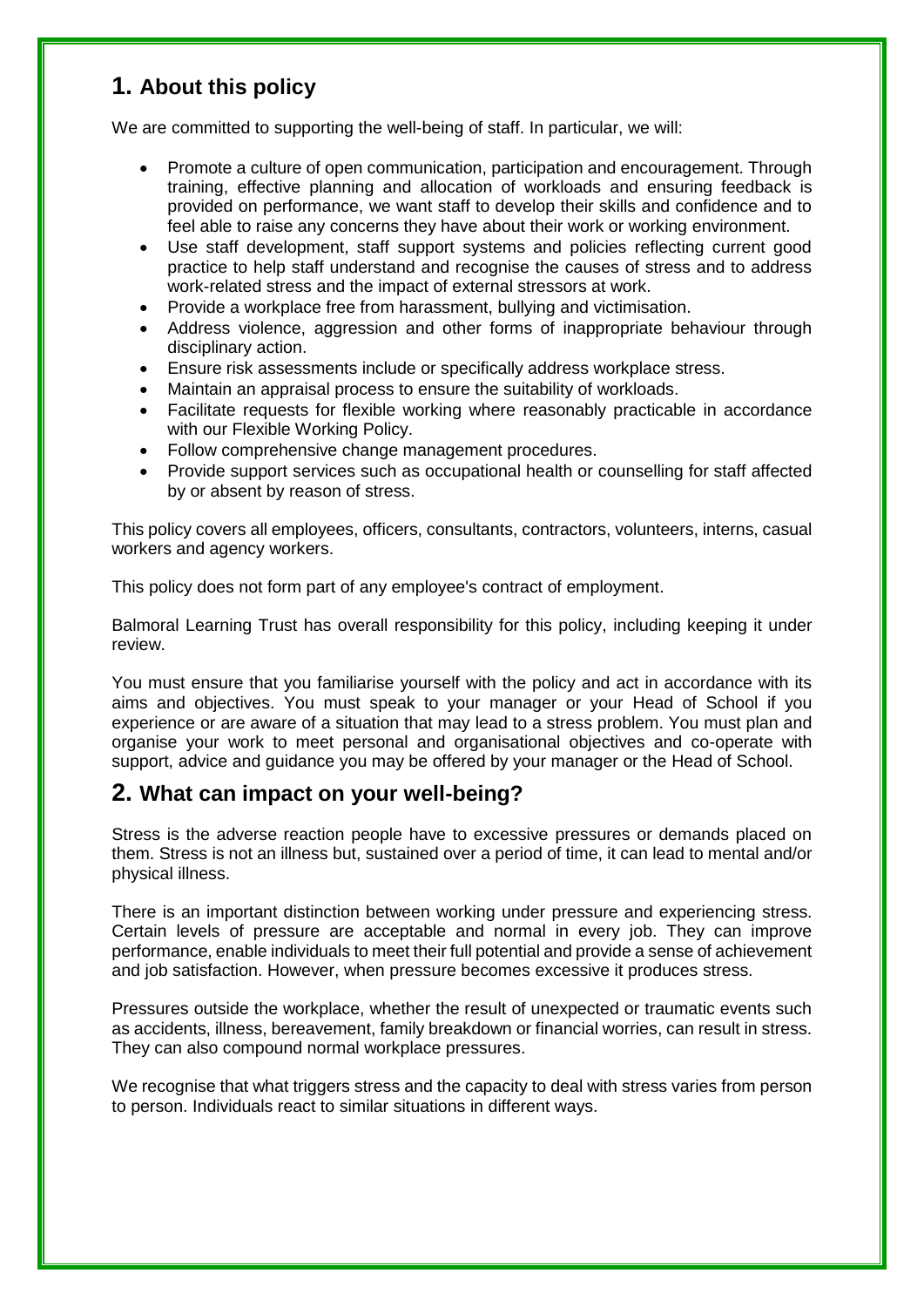## 1. About this policy

We are committed to supporting the well-being of staff. In particular, we will:

- Promote a culture of open communication, participation and encouragement. Through training, effective planning and allocation of workloads and ensuring feedback is provided on performance, we want staff to develop their skills and confidence and to feel able to raise any concerns they have about their work or working environment.
- Use staff development, staff support systems and policies reflecting current good practice to help staff understand and recognise the causes of stress and to address work-related stress and the impact of external stressors at work.
- Provide a workplace free from harassment, bullying and victimisation.
- Address violence, aggression and other forms of inappropriate behaviour through disciplinary action.
- Ensure risk assessments include or specifically address workplace stress.
- Maintain an appraisal process to ensure the suitability of workloads.
- Facilitate requests for flexible working where reasonably practicable in accordance with our Flexible Working Policy.
- Follow comprehensive change management procedures.
- Provide support services such as occupational health or counselling for staff affected by or absent by reason of stress.

This policy covers all employees, officers, consultants, contractors, volunteers, interns, casual workers and agency workers.

This policy does not form part of any employee's contract of employment.

Balmoral Learning Trust has overall responsibility for this policy, including keeping it under review.

You must ensure that you familiarise yourself with the policy and act in accordance with its aims and objectives. You must speak to your manager or your Head of School if you experience or are aware of a situation that may lead to a stress problem. You must plan and organise your work to meet personal and organisational objectives and co-operate with support, advice and guidance you may be offered by your manager or the Head of School.

## 2. What can impact on your well-being?

Stress is the adverse reaction people have to excessive pressures or demands placed on them. Stress is not an illness but, sustained over a period of time, it can lead to mental and/or physical illness.

There is an important distinction between working under pressure and experiencing stress. Certain levels of pressure are acceptable and normal in every job. They can improve performance, enable individuals to meet their full potential and provide a sense of achievement and job satisfaction. However, when pressure becomes excessive it produces stress.

Pressures outside the workplace, whether the result of unexpected or traumatic events such as accidents, illness, bereavement, family breakdown or financial worries, can result in stress. They can also compound normal workplace pressures.

We recognise that what triggers stress and the capacity to deal with stress varies from person to person. Individuals react to similar situations in different ways.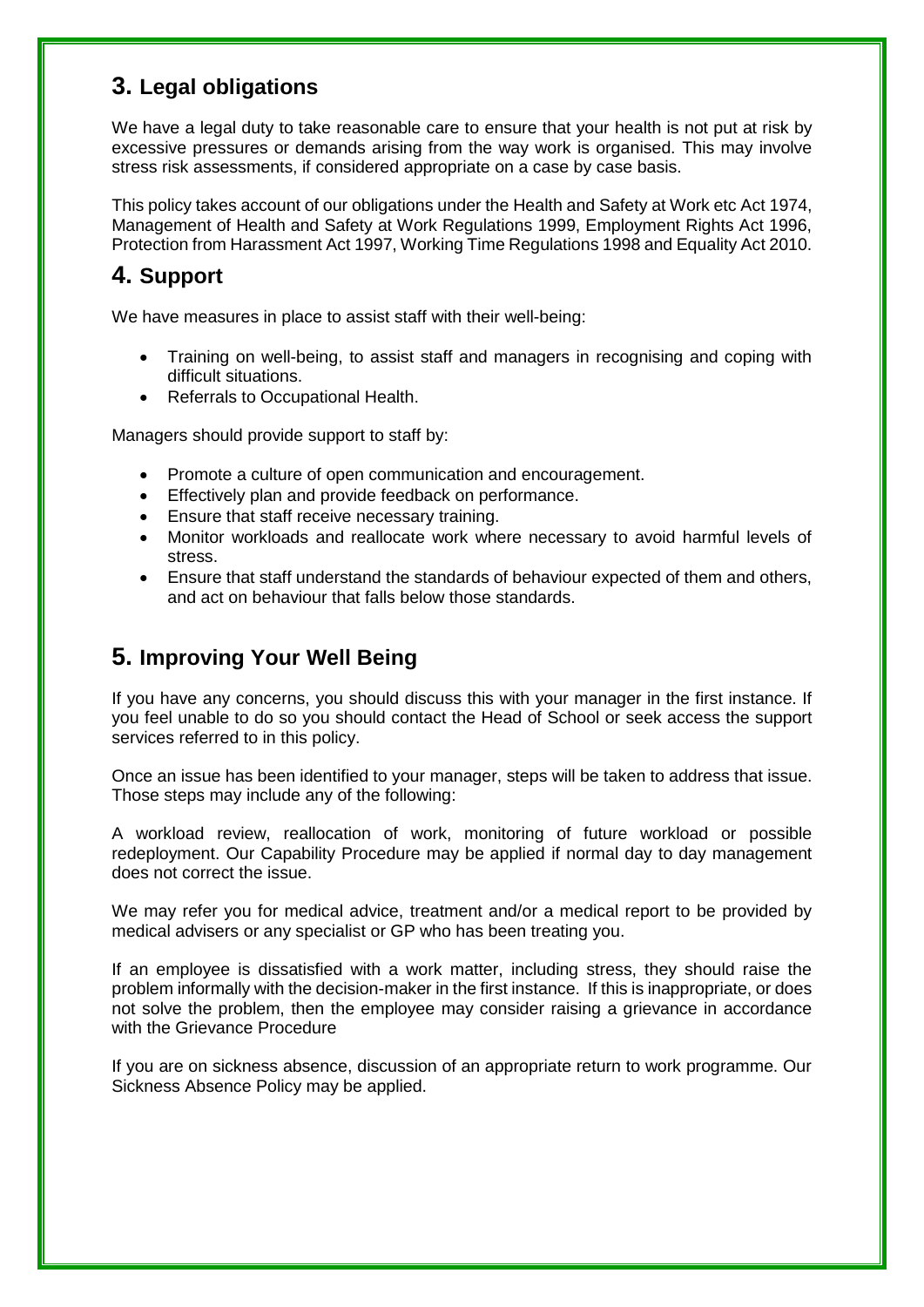## 3. Legal obligations

We have a legal duty to take reasonable care to ensure that your health is not put at risk by excessive pressures or demands arising from the way work is organised. This may involve stress risk assessments, if considered appropriate on a case by case basis.

This policy takes account of our obligations under the Health and Safety at Work etc Act 1974, Management of Health and Safety at Work Regulations 1999, Employment Rights Act 1996, Protection from Harassment Act 1997, Working Time Regulations 1998 and Equality Act 2010.

## 4. Support

We have measures in place to assist staff with their well-being:

- Training on well-being, to assist staff and managers in recognising and coping with difficult situations.
- Referrals to Occupational Health.

Managers should provide support to staff by:

- Promote a culture of open communication and encouragement.
- Effectively plan and provide feedback on performance.
- Ensure that staff receive necessary training.
- Monitor workloads and reallocate work where necessary to avoid harmful levels of stress.
- Ensure that staff understand the standards of behaviour expected of them and others, and act on behaviour that falls below those standards.

## 5. Improving Your Well Being

If you have any concerns, you should discuss this with your manager in the first instance. If you feel unable to do so you should contact the Head of School or seek access the support services referred to in this policy.

Once an issue has been identified to your manager, steps will be taken to address that issue. Those steps may include any of the following:

A workload review, reallocation of work, monitoring of future workload or possible redeployment. Our Capability Procedure may be applied if normal day to day management does not correct the issue.

We may refer you for medical advice, treatment and/or a medical report to be provided by medical advisers or any specialist or GP who has been treating you.

If an employee is dissatisfied with a work matter, including stress, they should raise the problem informally with the decision-maker in the first instance. If this is inappropriate, or does not solve the problem, then the employee may consider raising a grievance in accordance with the Grievance Procedure

If you are on sickness absence, discussion of an appropriate return to work programme. Our Sickness Absence Policy may be applied.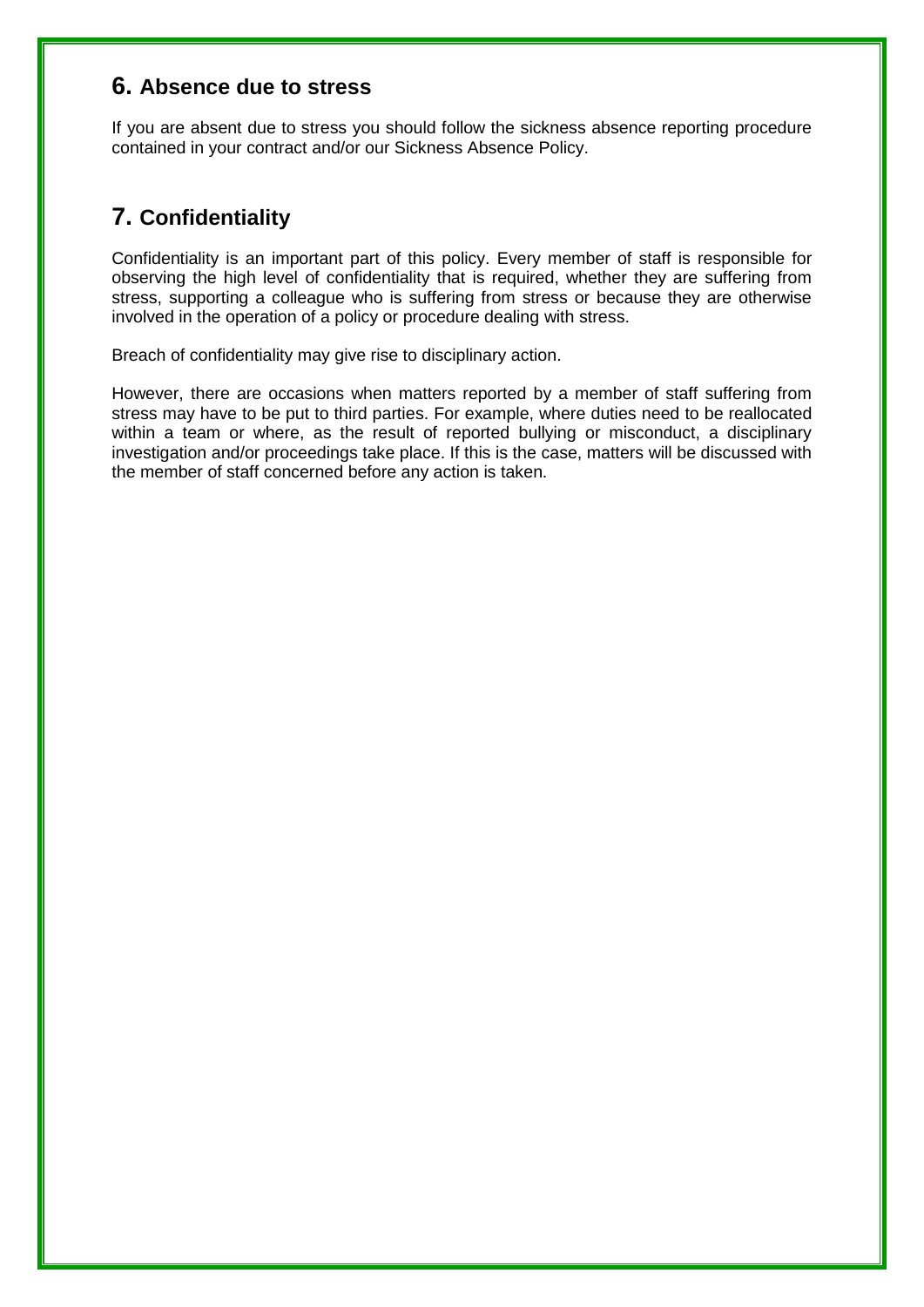## 6. Absence due to stress

If you are absent due to stress you should follow the sickness absence reporting procedure contained in your contract and/or our Sickness Absence Policy.

## 7. Confidentiality

Confidentiality is an important part of this policy. Every member of staff is responsible for observing the high level of confidentiality that is required, whether they are suffering from stress, supporting a colleague who is suffering from stress or because they are otherwise involved in the operation of a policy or procedure dealing with stress.

Breach of confidentiality may give rise to disciplinary action.

However, there are occasions when matters reported by a member of staff suffering from stress may have to be put to third parties. For example, where duties need to be reallocated within a team or where, as the result of reported bullying or misconduct, a disciplinary investigation and/or proceedings take place. If this is the case, matters will be discussed with the member of staff concerned before any action is taken.